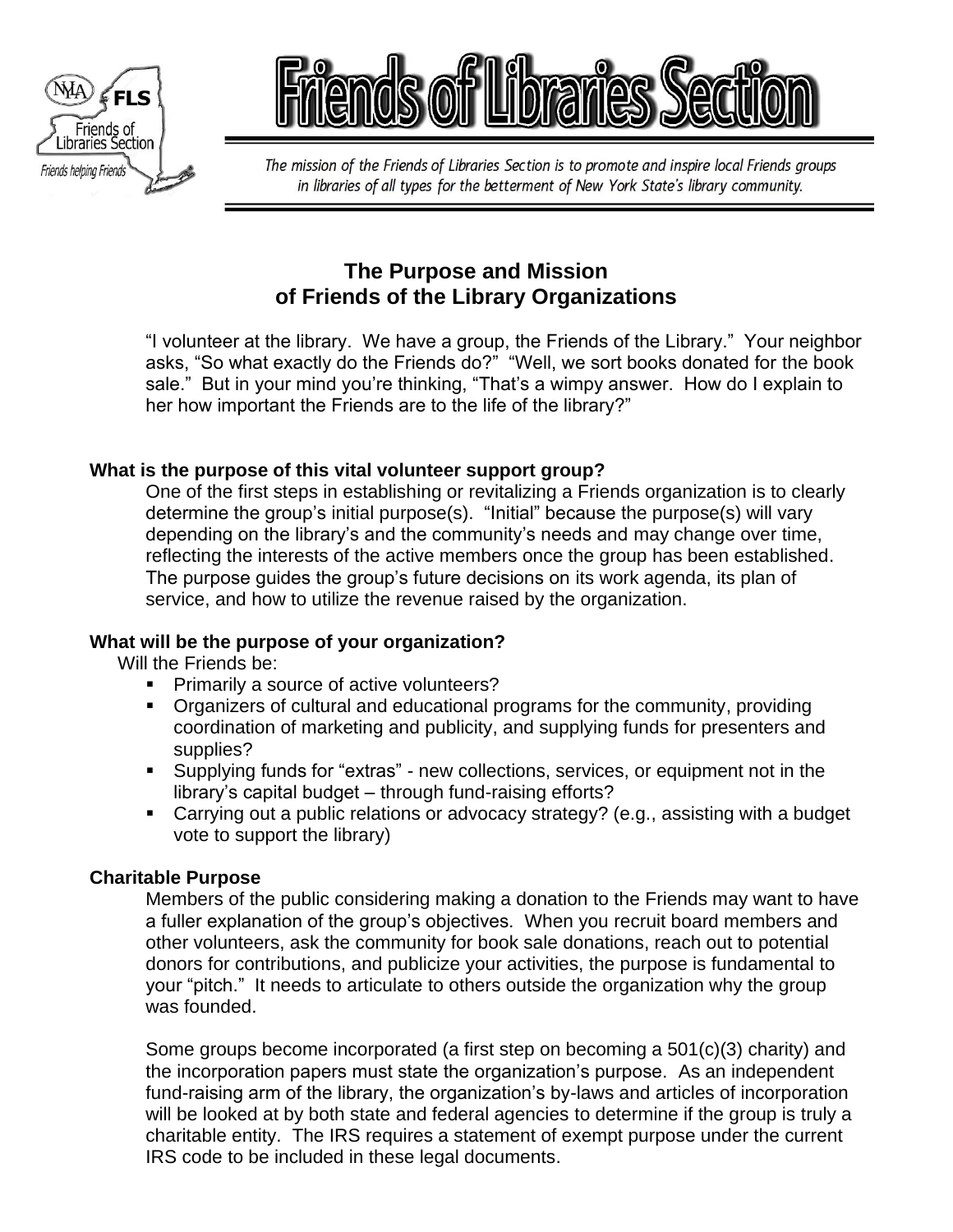# Friends of Libraries Section

*The mission of the Friends of Libraries Section is to promote and inspire local Friends groups in libraries of all types for the betterment of New York State's library community.*

## The Purpose and Mission of Friends of the Library Organizations

"I volunteer at the library. We have a group, the Friends of the Library." Your neighbor asks, "So what exactly do the Friends do?" "Well, we sort books donated for the book sale." But in your mind you're thinking, "That's a wimpy answer. How do I explain to her how important the Friends are to the life of the library?"

**What is the purpose of this vital volunteer support group?**

One of the first steps in establishing or revitalizing a Friends organization is to clearly determine the group's initial purpose(s). "Initial" because the purpose(s) will vary depending on the library's and the community's needs and may change over time, reflecting the interests of the active members once the group has been established. The purpose guides the group's future decisions on its work agenda, its plan of service, and how to utilize the revenue raised by the organization.

**What will be the purpose of your organization?**

Will the Friends be:

- Primarily a source of active volunteers?
- Organizers of cultural and educational programs for the community, providing coordination of marketing and publicity, and supplying funds for presenters and supplies?
- Supplying funds for "extras" - new collections, services, or equipment not in the library's capital budget – through fund-raising efforts?
- Carrying out a public relations or advocacy strategy? (e.g., assisting with a budget vote to support the library)

**Charitable Purpose**

Members of the public considering making a donation to the Friends may want to have a fuller explanation of the group's objectives. When you recruit board members and other volunteers, ask the community for book sale donations, reach out to potential donors for contributions, and publicize your activities, the purpose is fundamental to your "pitch." It needs to articulate to others outside the organization why the group was founded.

Some groups become incorporated (a first step on becoming a 501(c)(3) charity) and the incorporation papers must state the organization's purpose. As an independent fund-raising arm of the library, the organization's by-laws and articles of incorporation will be looked at by both state and federal agencies to determine if the group is truly a charitable entity. The IRS requires a statement of exempt purpose under the current IRS code to be included in these legal documents.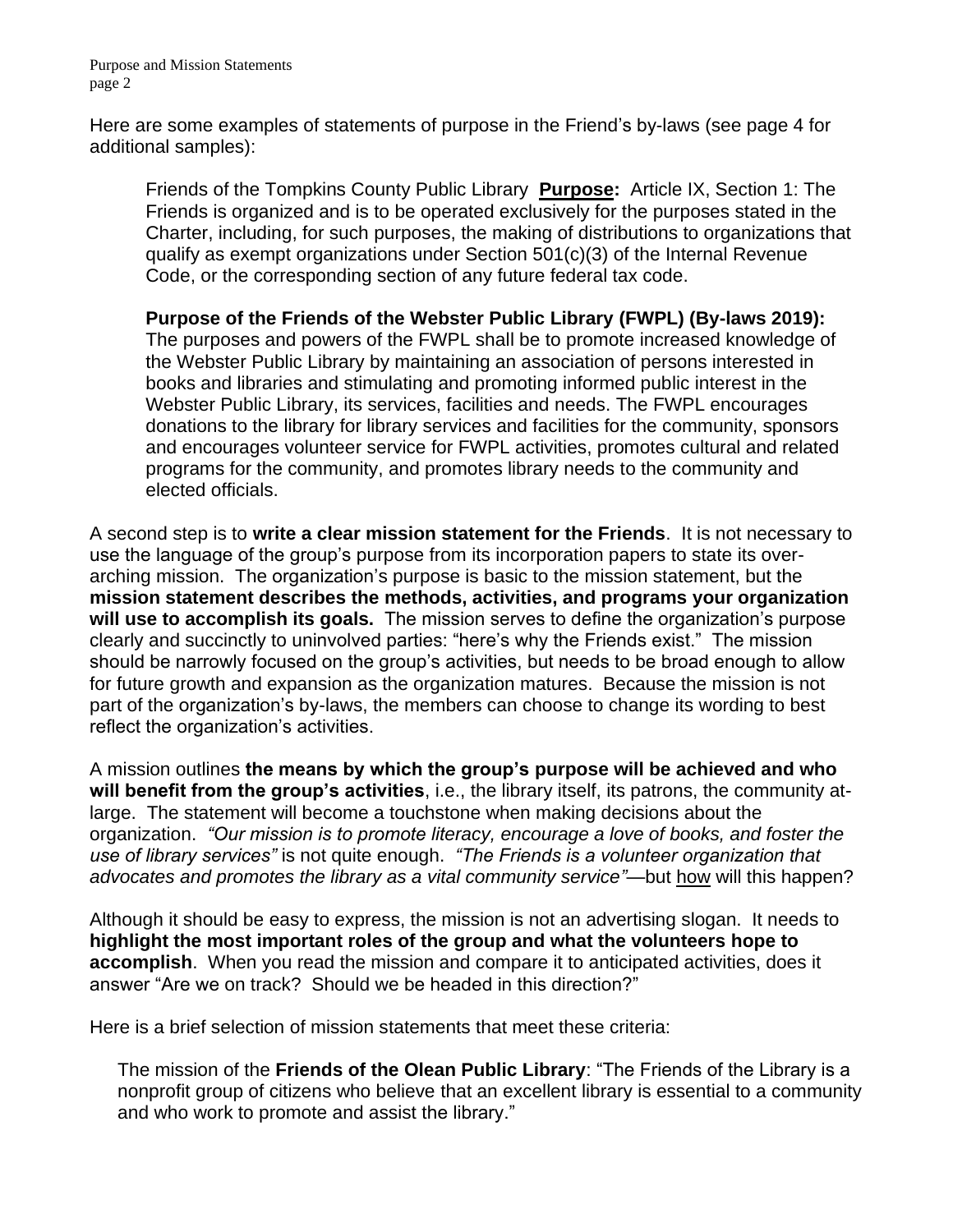Here are some examples of statements of purpose in the Friend's by-laws (see page 4 for additional samples):

> Friends of the Tompkins County Public Library **<u>Purpose</u>:** Article IX, Section 1: The Friends is organized and is to be operated exclusively for the purposes stated in the Charter, including, for such purposes, the making of distributions to organizations that qualify as exempt organizations under Section 501(c)(3) of the Internal Revenue Code, or the corresponding section of any future federal tax code.
>
> **Purpose of the Friends of the Webster Public Library (FWPL) (By-laws 2019):** The purposes and powers of the FWPL shall be to promote increased knowledge of the Webster Public Library by maintaining an association of persons interested in books and libraries and stimulating and promoting informed public interest in the Webster Public Library, its services, facilities and needs. The FWPL encourages donations to the library for library services and facilities for the community, sponsors and encourages volunteer service for FWPL activities, promotes cultural and related programs for the community, and promotes library needs to the community and elected officials.

A second step is to **write a clear mission statement for the Friends**. It is not necessary to use the language of the group's purpose from its incorporation papers to state its over-arching mission. The organization's purpose is basic to the mission statement, but the **mission statement describes the methods, activities, and programs your organization will use to accomplish its goals.** The mission serves to define the organization's purpose clearly and succinctly to uninvolved parties: "here's why the Friends exist." The mission should be narrowly focused on the group's activities, but needs to be broad enough to allow for future growth and expansion as the organization matures. Because the mission is not part of the organization's by-laws, the members can choose to change its wording to best reflect the organization's activities.

A mission outlines **the means by which the group's purpose will be achieved and who will benefit from the group's activities**, i.e., the library itself, its patrons, the community at-large. The statement will become a touchstone when making decisions about the organization. *"Our mission is to promote literacy, encourage a love of books, and foster the use of library services"* is not quite enough. *"The Friends is a volunteer organization that advocates and promotes the library as a vital community service"*—but <u>how</u> will this happen?

Although it should be easy to express, the mission is not an advertising slogan. It needs to **highlight the most important roles of the group and what the volunteers hope to accomplish**. When you read the mission and compare it to anticipated activities, does it answer "Are we on track? Should we be headed in this direction?"

Here is a brief selection of mission statements that meet these criteria:

> The mission of the **Friends of the Olean Public Library**: "The Friends of the Library is a nonprofit group of citizens who believe that an excellent library is essential to a community and who work to promote and assist the library."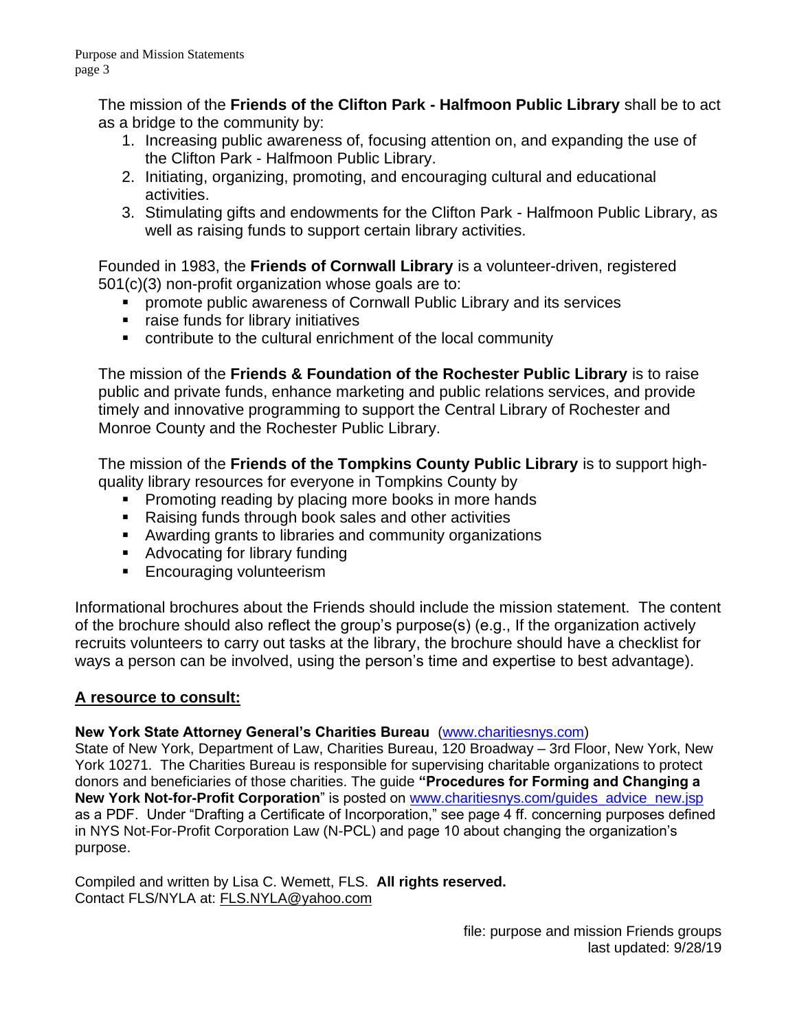The mission of the **Friends of the Clifton Park - Halfmoon Public Library** shall be to act as a bridge to the community by:

1. Increasing public awareness of, focusing attention on, and expanding the use of the Clifton Park - Halfmoon Public Library.
2. Initiating, organizing, promoting, and encouraging cultural and educational activities.
3. Stimulating gifts and endowments for the Clifton Park - Halfmoon Public Library, as well as raising funds to support certain library activities.

Founded in 1983, the **Friends of Cornwall Library** is a volunteer-driven, registered 501(c)(3) non-profit organization whose goals are to:

- promote public awareness of Cornwall Public Library and its services
- raise funds for library initiatives
- contribute to the cultural enrichment of the local community

The mission of the **Friends & Foundation of the Rochester Public Library** is to raise public and private funds, enhance marketing and public relations services, and provide timely and innovative programming to support the Central Library of Rochester and Monroe County and the Rochester Public Library.

The mission of the **Friends of the Tompkins County Public Library** is to support high-quality library resources for everyone in Tompkins County by

- Promoting reading by placing more books in more hands
- Raising funds through book sales and other activities
- Awarding grants to libraries and community organizations
- Advocating for library funding
- Encouraging volunteerism

Informational brochures about the Friends should include the mission statement. The content of the brochure should also reflect the group's purpose(s) (e.g., If the organization actively recruits volunteers to carry out tasks at the library, the brochure should have a checklist for ways a person can be involved, using the person's time and expertise to best advantage).

## A resource to consult:

**New York State Attorney General's Charities Bureau** (www.charitiesnys.com)
State of New York, Department of Law, Charities Bureau, 120 Broadway – 3rd Floor, New York, New York 10271. The Charities Bureau is responsible for supervising charitable organizations to protect donors and beneficiaries of those charities. The guide **"Procedures for Forming and Changing a New York Not-for-Profit Corporation"** is posted on www.charitiesnys.com/guides_advice_new.jsp as a PDF. Under "Drafting a Certificate of Incorporation," see page 4 ff. concerning purposes defined in NYS Not-For-Profit Corporation Law (N-PCL) and page 10 about changing the organization's purpose.

Compiled and written by Lisa C. Wemett, FLS. **All rights reserved.**
Contact FLS/NYLA at: FLS.NYLA@yahoo.com

file: purpose and mission Friends groups
last updated: 9/28/19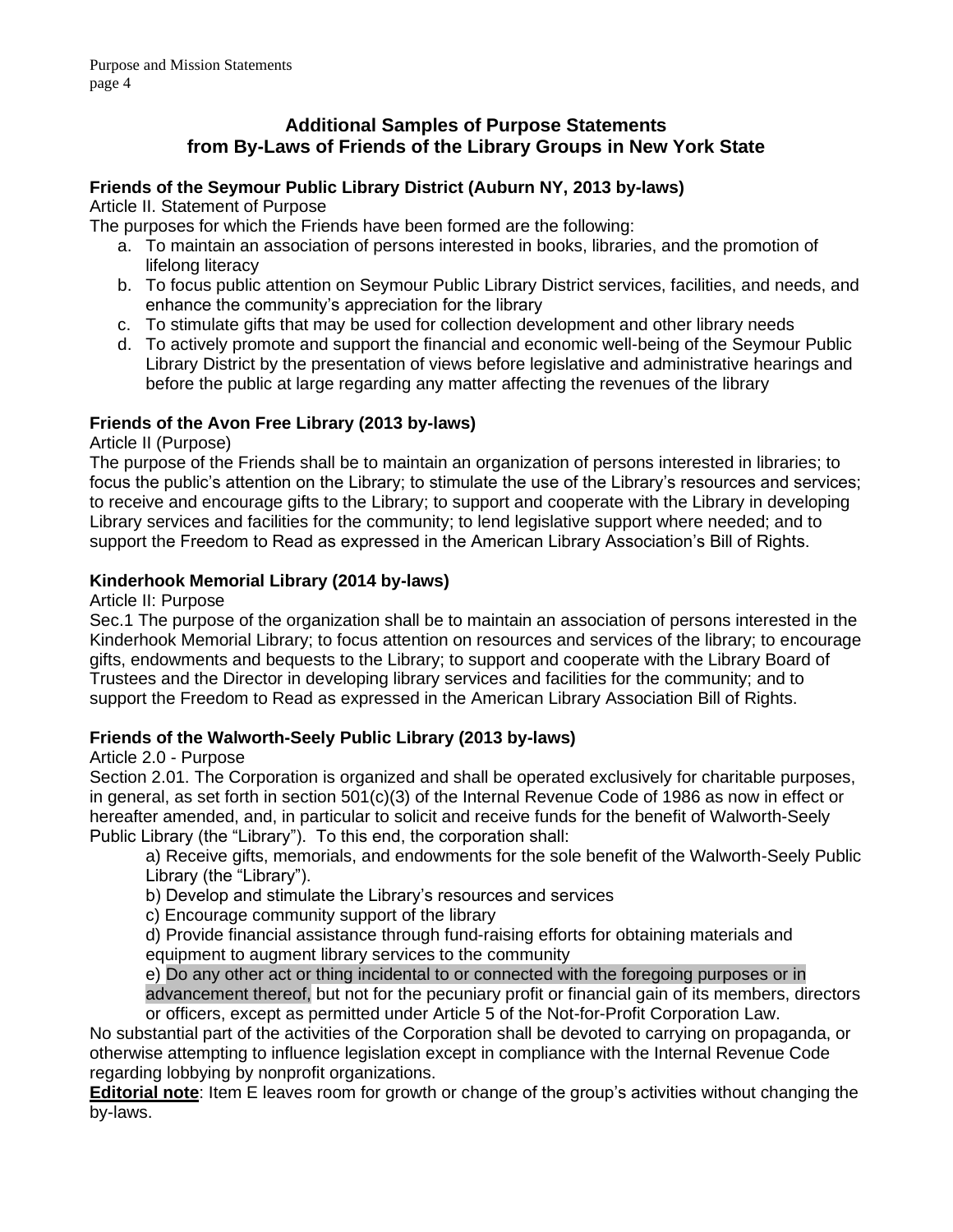## Additional Samples of Purpose Statements from By-Laws of Friends of the Library Groups in New York State

**Friends of the Seymour Public Library District (Auburn NY, 2013 by-laws)**

Article II. Statement of Purpose

The purposes for which the Friends have been formed are the following:

a. To maintain an association of persons interested in books, libraries, and the promotion of lifelong literacy
b. To focus public attention on Seymour Public Library District services, facilities, and needs, and enhance the community's appreciation for the library
c. To stimulate gifts that may be used for collection development and other library needs
d. To actively promote and support the financial and economic well-being of the Seymour Public Library District by the presentation of views before legislative and administrative hearings and before the public at large regarding any matter affecting the revenues of the library

**Friends of the Avon Free Library (2013 by-laws)**

Article II (Purpose)

The purpose of the Friends shall be to maintain an organization of persons interested in libraries; to focus the public's attention on the Library; to stimulate the use of the Library's resources and services; to receive and encourage gifts to the Library; to support and cooperate with the Library in developing Library services and facilities for the community; to lend legislative support where needed; and to support the Freedom to Read as expressed in the American Library Association's Bill of Rights.

**Kinderhook Memorial Library (2014 by-laws)**

Article II: Purpose

Sec.1 The purpose of the organization shall be to maintain an association of persons interested in the Kinderhook Memorial Library; to focus attention on resources and services of the library; to encourage gifts, endowments and bequests to the Library; to support and cooperate with the Library Board of Trustees and the Director in developing library services and facilities for the community; and to support the Freedom to Read as expressed in the American Library Association Bill of Rights.

**Friends of the Walworth-Seely Public Library (2013 by-laws)**

Article 2.0 - Purpose

Section 2.01. The Corporation is organized and shall be operated exclusively for charitable purposes, in general, as set forth in section 501(c)(3) of the Internal Revenue Code of 1986 as now in effect or hereafter amended, and, in particular to solicit and receive funds for the benefit of Walworth-Seely Public Library (the "Library"). To this end, the corporation shall:

a) Receive gifts, memorials, and endowments for the sole benefit of the Walworth-Seely Public Library (the "Library").

b) Develop and stimulate the Library's resources and services

c) Encourage community support of the library

d) Provide financial assistance through fund-raising efforts for obtaining materials and equipment to augment library services to the community

e) Do any other act or thing incidental to or connected with the foregoing purposes or in advancement thereof, but not for the pecuniary profit or financial gain of its members, directors or officers, except as permitted under Article 5 of the Not-for-Profit Corporation Law.

No substantial part of the activities of the Corporation shall be devoted to carrying on propaganda, or otherwise attempting to influence legislation except in compliance with the Internal Revenue Code regarding lobbying by nonprofit organizations.

**Editorial note**: Item E leaves room for growth or change of the group's activities without changing the by-laws.